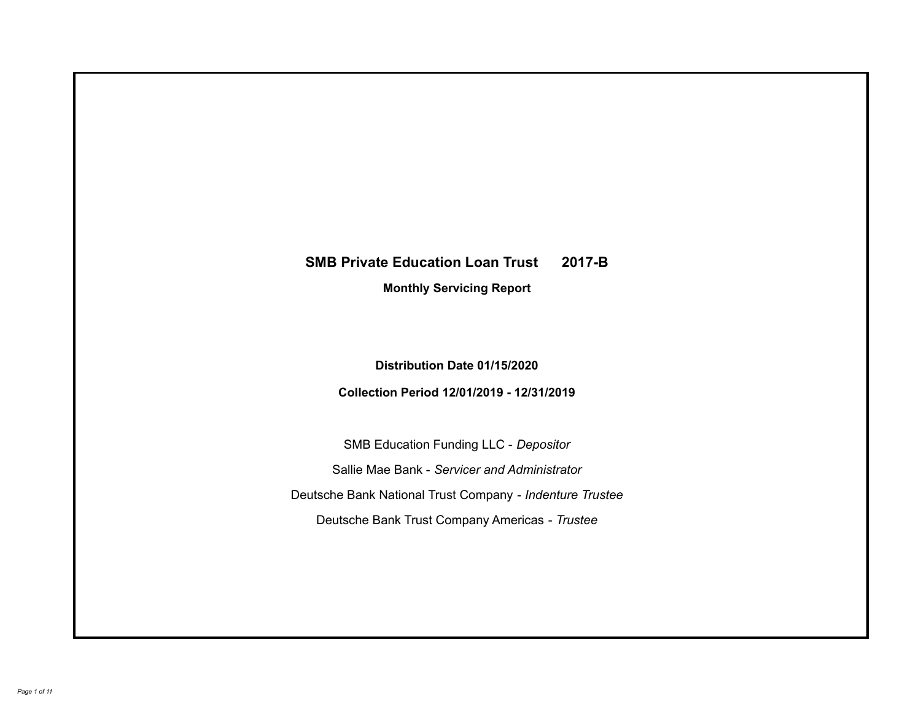# SMB Private Education Loan Trust 2017-B

## Monthly Servicing Report

**Distribution Date 01/15/2020**

**Collection Period 12/01/2019 - 12/31/2019**

SMB Education Funding LLC - *Depositor*

Sallie Mae Bank - *Servicer and Administrator*

Deutsche Bank National Trust Company - *Indenture Trustee*

Deutsche Bank Trust Company Americas - *Trustee*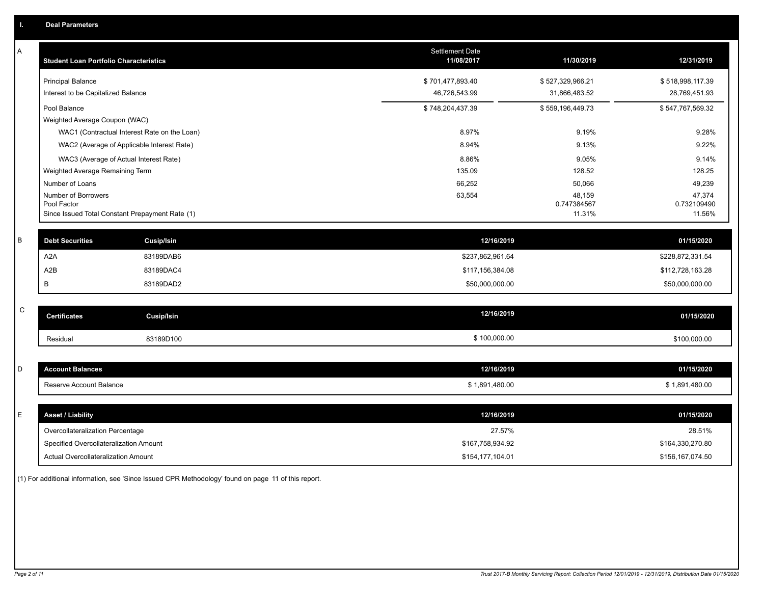# I. Deal Parameters

## A

| Student Loan Portfolio Characteristics | Settlement Date 11/08/2017 | 11/30/2019 | 12/31/2019 |
|---|---|---|---|
| Principal Balance | $ 701,477,893.40 | $ 527,329,966.21 | $ 518,998,117.39 |
| Interest to be Capitalized Balance | 46,726,543.99 | 31,866,483.52 | 28,769,451.93 |
| Pool Balance | $ 748,204,437.39 | $ 559,196,449.73 | $ 547,767,569.32 |
| Weighted Average Coupon (WAC) | | | |
| WAC1 (Contractual Interest Rate on the Loan) | 8.97% | 9.19% | 9.28% |
| WAC2 (Average of Applicable Interest Rate) | 8.94% | 9.13% | 9.22% |
| WAC3 (Average of Actual Interest Rate) | 8.86% | 9.05% | 9.14% |
| Weighted Average Remaining Term | 135.09 | 128.52 | 128.25 |
| Number of Loans | 66,252 | 50,066 | 49,239 |
| Number of Borrowers | 63,554 | 48,159 | 47,374 |
| Pool Factor | | 0.747384567 | 0.732109490 |
| Since Issued Total Constant Prepayment Rate (1) | | 11.31% | 11.56% |

## B

| Debt Securities | Cusip/Isin | 12/16/2019 | 01/15/2020 |
|---|---|---|---|
| A2A | 83189DAB6 | $237,862,961.64 | $228,872,331.54 |
| A2B | 83189DAC4 | $117,156,384.08 | $112,728,163.28 |
| B | 83189DAD2 | $50,000,000.00 | $50,000,000.00 |

## C

| Certificates | Cusip/Isin | 12/16/2019 | 01/15/2020 |
|---|---|---|---|
| Residual | 83189D100 | $ 100,000.00 | $100,000.00 |

## D

| Account Balances | 12/16/2019 | 01/15/2020 |
|---|---|---|
| Reserve Account Balance | $ 1,891,480.00 | $ 1,891,480.00 |

## E

| Asset / Liability | 12/16/2019 | 01/15/2020 |
|---|---|---|
| Overcollateralization Percentage | 27.57% | 28.51% |
| Specified Overcollateralization Amount | $167,758,934.92 | $164,330,270.80 |
| Actual Overcollateralization Amount | $154,177,104.01 | $156,167,074.50 |

(1) For additional information, see 'Since Issued CPR Methodology' found on page 11 of this report.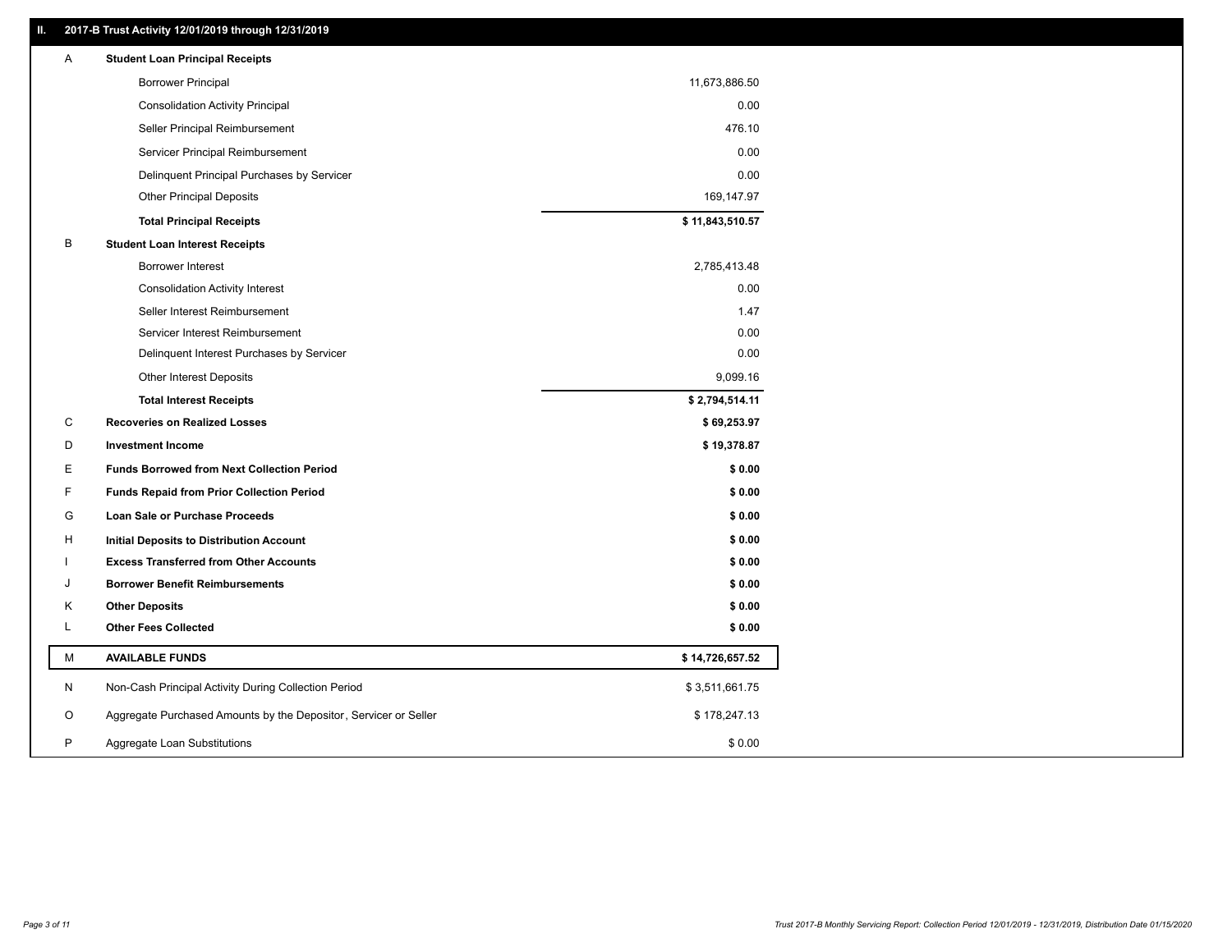## II. 2017-B Trust Activity 12/01/2019 through 12/31/2019

| | | |
|---|---|---|
| A | **Student Loan Principal Receipts** | |
| | Borrower Principal | 11,673,886.50 |
| | Consolidation Activity Principal | 0.00 |
| | Seller Principal Reimbursement | 476.10 |
| | Servicer Principal Reimbursement | 0.00 |
| | Delinquent Principal Purchases by Servicer | 0.00 |
| | Other Principal Deposits | 169,147.97 |
| | **Total Principal Receipts** | **$ 11,843,510.57** |
| B | **Student Loan Interest Receipts** | |
| | Borrower Interest | 2,785,413.48 |
| | Consolidation Activity Interest | 0.00 |
| | Seller Interest Reimbursement | 1.47 |
| | Servicer Interest Reimbursement | 0.00 |
| | Delinquent Interest Purchases by Servicer | 0.00 |
| | Other Interest Deposits | 9,099.16 |
| | **Total Interest Receipts** | **$ 2,794,514.11** |
| C | **Recoveries on Realized Losses** | **$ 69,253.97** |
| D | **Investment Income** | **$ 19,378.87** |
| E | **Funds Borrowed from Next Collection Period** | **$ 0.00** |
| F | **Funds Repaid from Prior Collection Period** | **$ 0.00** |
| G | **Loan Sale or Purchase Proceeds** | **$ 0.00** |
| H | **Initial Deposits to Distribution Account** | **$ 0.00** |
| I | **Excess Transferred from Other Accounts** | **$ 0.00** |
| J | **Borrower Benefit Reimbursements** | **$ 0.00** |
| K | **Other Deposits** | **$ 0.00** |
| L | **Other Fees Collected** | **$ 0.00** |
| M | **AVAILABLE FUNDS** | **$ 14,726,657.52** |
| N | Non-Cash Principal Activity During Collection Period | $ 3,511,661.75 |
| O | Aggregate Purchased Amounts by the Depositor, Servicer or Seller | $ 178,247.13 |
| P | Aggregate Loan Substitutions | $ 0.00 |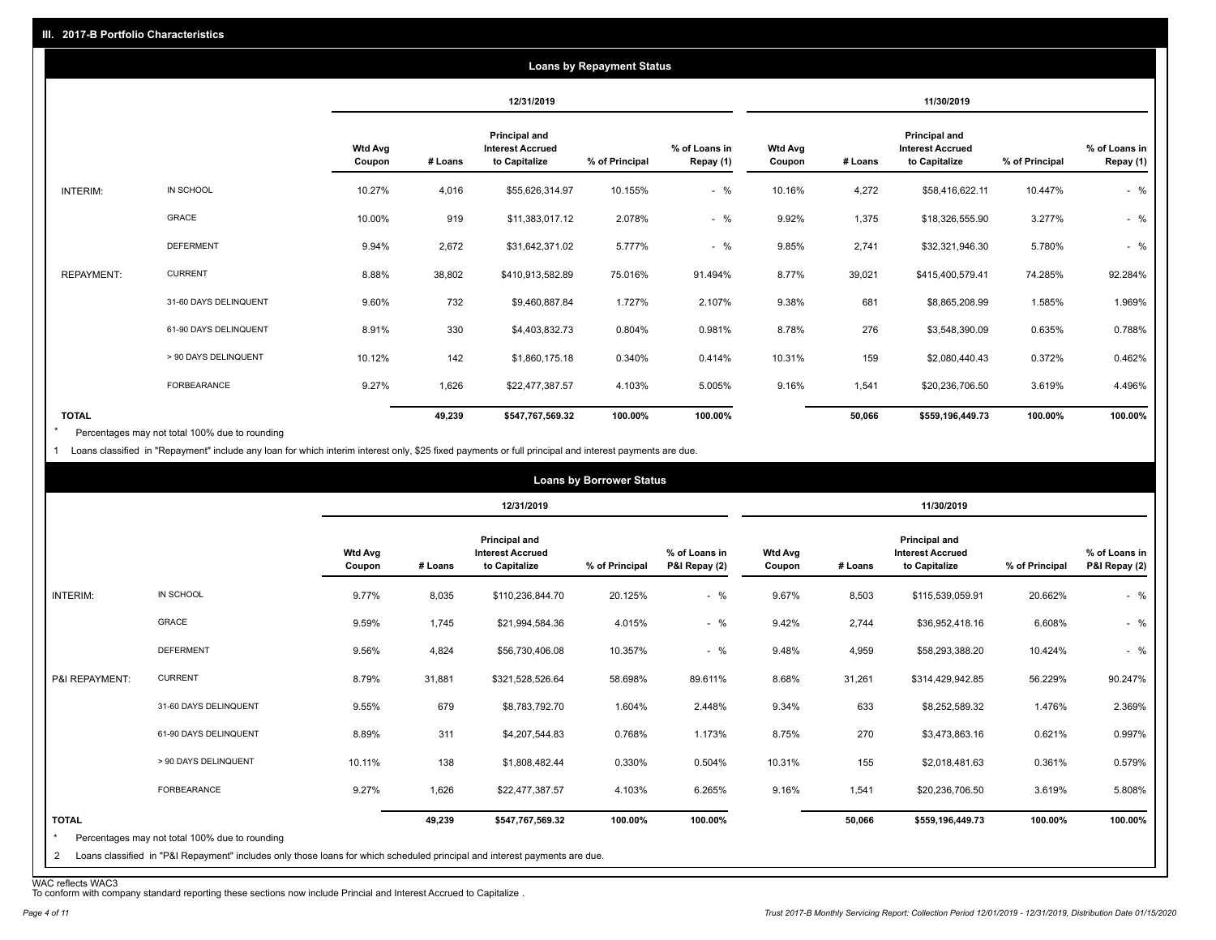## III. 2017-B Portfolio Characteristics

### Loans by Repayment Status

| | | 12/31/2019 | | | | | 11/30/2019 | | | | |
|---|---|---|---|---|---|---|---|---|---|---|---|
| | | Wtd Avg Coupon | # Loans | Principal and Interest Accrued to Capitalize | % of Principal | % of Loans in Repay (1) | Wtd Avg Coupon | # Loans | Principal and Interest Accrued to Capitalize | % of Principal | % of Loans in Repay (1) |
| INTERIM: | IN SCHOOL | 10.27% | 4,016 | $55,626,314.97 | 10.155% | - % | 10.16% | 4,272 | $58,416,622.11 | 10.447% | - % |
| | GRACE | 10.00% | 919 | $11,383,017.12 | 2.078% | - % | 9.92% | 1,375 | $18,326,555.90 | 3.277% | - % |
| | DEFERMENT | 9.94% | 2,672 | $31,642,371.02 | 5.777% | - % | 9.85% | 2,741 | $32,321,946.30 | 5.780% | - % |
| REPAYMENT: | CURRENT | 8.88% | 38,802 | $410,913,582.89 | 75.016% | 91.494% | 8.77% | 39,021 | $415,400,579.41 | 74.285% | 92.284% |
| | 31-60 DAYS DELINQUENT | 9.60% | 732 | $9,460,887.84 | 1.727% | 2.107% | 9.38% | 681 | $8,865,208.99 | 1.585% | 1.969% |
| | 61-90 DAYS DELINQUENT | 8.91% | 330 | $4,403,832.73 | 0.804% | 0.981% | 8.78% | 276 | $3,548,390.09 | 0.635% | 0.788% |
| | > 90 DAYS DELINQUENT | 10.12% | 142 | $1,860,175.18 | 0.340% | 0.414% | 10.31% | 159 | $2,080,440.43 | 0.372% | 0.462% |
| | FORBEARANCE | 9.27% | 1,626 | $22,477,387.57 | 4.103% | 5.005% | 9.16% | 1,541 | $20,236,706.50 | 3.619% | 4.496% |
| TOTAL | | | 49,239 | $547,767,569.32 | 100.00% | 100.00% | | 50,066 | $559,196,449.73 | 100.00% | 100.00% |

\* Percentages may not total 100% due to rounding

1 Loans classified in "Repayment" include any loan for which interim interest only, $25 fixed payments or full principal and interest payments are due.

### Loans by Borrower Status

| | | 12/31/2019 | | | | | 11/30/2019 | | | | |
|---|---|---|---|---|---|---|---|---|---|---|---|
| | | Wtd Avg Coupon | # Loans | Principal and Interest Accrued to Capitalize | % of Principal | % of Loans in P&I Repay (2) | Wtd Avg Coupon | # Loans | Principal and Interest Accrued to Capitalize | % of Principal | % of Loans in P&I Repay (2) |
| INTERIM: | IN SCHOOL | 9.77% | 8,035 | $110,236,844.70 | 20.125% | - % | 9.67% | 8,503 | $115,539,059.91 | 20.662% | - % |
| | GRACE | 9.59% | 1,745 | $21,994,584.36 | 4.015% | - % | 9.42% | 2,744 | $36,952,418.16 | 6.608% | - % |
| | DEFERMENT | 9.56% | 4,824 | $56,730,406.08 | 10.357% | - % | 9.48% | 4,959 | $58,293,388.20 | 10.424% | - % |
| P&I REPAYMENT: | CURRENT | 8.79% | 31,881 | $321,528,526.64 | 58.698% | 89.611% | 8.68% | 31,261 | $314,429,942.85 | 56.229% | 90.247% |
| | 31-60 DAYS DELINQUENT | 9.55% | 679 | $8,783,792.70 | 1.604% | 2.448% | 9.34% | 633 | $8,252,589.32 | 1.476% | 2.369% |
| | 61-90 DAYS DELINQUENT | 8.89% | 311 | $4,207,544.83 | 0.768% | 1.173% | 8.75% | 270 | $3,473,863.16 | 0.621% | 0.997% |
| | > 90 DAYS DELINQUENT | 10.11% | 138 | $1,808,482.44 | 0.330% | 0.504% | 10.31% | 155 | $2,018,481.63 | 0.361% | 0.579% |
| | FORBEARANCE | 9.27% | 1,626 | $22,477,387.57 | 4.103% | 6.265% | 9.16% | 1,541 | $20,236,706.50 | 3.619% | 5.808% |
| TOTAL | | | 49,239 | $547,767,569.32 | 100.00% | 100.00% | | 50,066 | $559,196,449.73 | 100.00% | 100.00% |

\* Percentages may not total 100% due to rounding

2 Loans classified in "P&I Repayment" includes only those loans for which scheduled principal and interest payments are due.

WAC reflects WAC3

To conform with company standard reporting these sections now include Princial and Interest Accrued to Capitalize .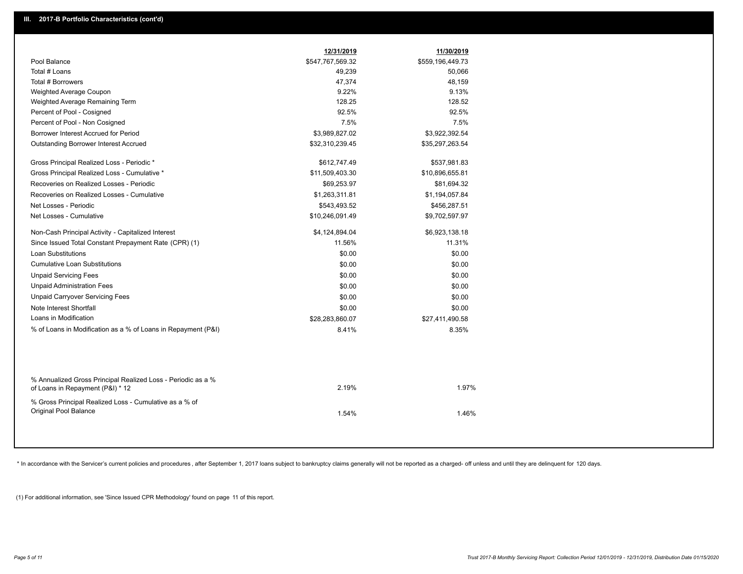## III. 2017-B Portfolio Characteristics (cont'd)

| | 12/31/2019 | 11/30/2019 |
|---|---|---|
| Pool Balance | $547,767,569.32 | $559,196,449.73 |
| Total # Loans | 49,239 | 50,066 |
| Total # Borrowers | 47,374 | 48,159 |
| Weighted Average Coupon | 9.22% | 9.13% |
| Weighted Average Remaining Term | 128.25 | 128.52 |
| Percent of Pool - Cosigned | 92.5% | 92.5% |
| Percent of Pool - Non Cosigned | 7.5% | 7.5% |
| Borrower Interest Accrued for Period | $3,989,827.02 | $3,922,392.54 |
| Outstanding Borrower Interest Accrued | $32,310,239.45 | $35,297,263.54 |
| Gross Principal Realized Loss - Periodic * | $612,747.49 | $537,981.83 |
| Gross Principal Realized Loss - Cumulative * | $11,509,403.30 | $10,896,655.81 |
| Recoveries on Realized Losses - Periodic | $69,253.97 | $81,694.32 |
| Recoveries on Realized Losses - Cumulative | $1,263,311.81 | $1,194,057.84 |
| Net Losses - Periodic | $543,493.52 | $456,287.51 |
| Net Losses - Cumulative | $10,246,091.49 | $9,702,597.97 |
| Non-Cash Principal Activity - Capitalized Interest | $4,124,894.04 | $6,923,138.18 |
| Since Issued Total Constant Prepayment Rate (CPR) (1) | 11.56% | 11.31% |
| Loan Substitutions | $0.00 | $0.00 |
| Cumulative Loan Substitutions | $0.00 | $0.00 |
| Unpaid Servicing Fees | $0.00 | $0.00 |
| Unpaid Administration Fees | $0.00 | $0.00 |
| Unpaid Carryover Servicing Fees | $0.00 | $0.00 |
| Note Interest Shortfall | $0.00 | $0.00 |
| Loans in Modification | $28,283,860.07 | $27,411,490.58 |
| % of Loans in Modification as a % of Loans in Repayment (P&I) | 8.41% | 8.35% |
| % Annualized Gross Principal Realized Loss - Periodic as a % of Loans in Repayment (P&I) * 12 | 2.19% | 1.97% |
| % Gross Principal Realized Loss - Cumulative as a % of Original Pool Balance | 1.54% | 1.46% |

* In accordance with the Servicer's current policies and procedures, after September 1, 2017 loans subject to bankruptcy claims generally will not be reported as a charged- off unless and until they are delinquent for 120 days.

(1) For additional information, see 'Since Issued CPR Methodology' found on page 11 of this report.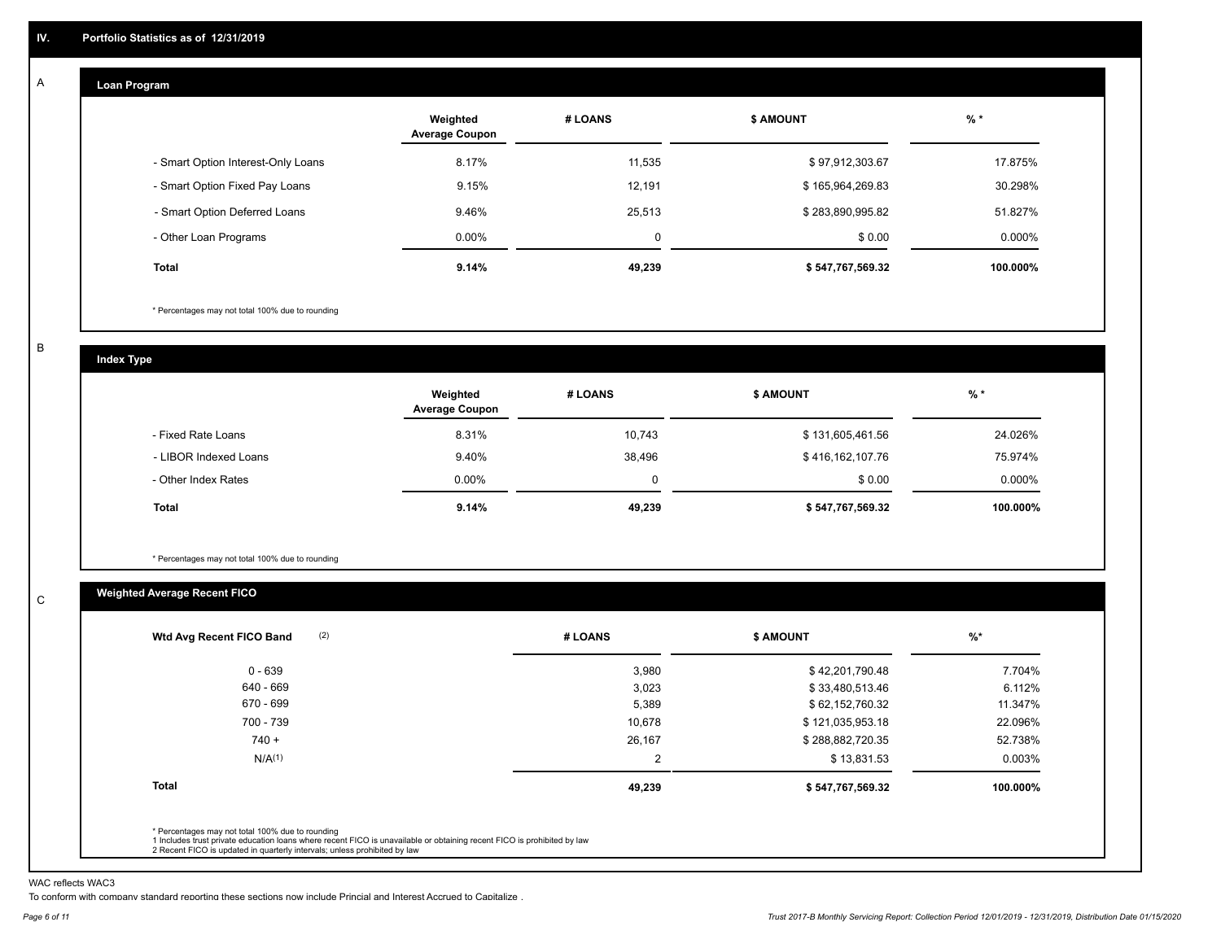## IV. Portfolio Statistics as of 12/31/2019

### A. Loan Program

| | Weighted Average Coupon | # LOANS | $ AMOUNT | % * |
|---|---|---|---|---|
| - Smart Option Interest-Only Loans | 8.17% | 11,535 | $ 97,912,303.67 | 17.875% |
| - Smart Option Fixed Pay Loans | 9.15% | 12,191 | $ 165,964,269.83 | 30.298% |
| - Smart Option Deferred Loans | 9.46% | 25,513 | $ 283,890,995.82 | 51.827% |
| - Other Loan Programs | 0.00% | 0 | $ 0.00 | 0.000% |
| **Total** | **9.14%** | **49,239** | **$ 547,767,569.32** | **100.000%** |

* Percentages may not total 100% due to rounding

### B. Index Type

| | Weighted Average Coupon | # LOANS | $ AMOUNT | % * |
|---|---|---|---|---|
| - Fixed Rate Loans | 8.31% | 10,743 | $ 131,605,461.56 | 24.026% |
| - LIBOR Indexed Loans | 9.40% | 38,496 | $ 416,162,107.76 | 75.974% |
| - Other Index Rates | 0.00% | 0 | $ 0.00 | 0.000% |
| **Total** | **9.14%** | **49,239** | **$ 547,767,569.32** | **100.000%** |

* Percentages may not total 100% due to rounding

### C. Weighted Average Recent FICO

| Wtd Avg Recent FICO Band (2) | # LOANS | $ AMOUNT | %* |
|---|---|---|---|
| 0 - 639 | 3,980 | $ 42,201,790.48 | 7.704% |
| 640 - 669 | 3,023 | $ 33,480,513.46 | 6.112% |
| 670 - 699 | 5,389 | $ 62,152,760.32 | 11.347% |
| 700 - 739 | 10,678 | $ 121,035,953.18 | 22.096% |
| 740 + | 26,167 | $ 288,882,720.35 | 52.738% |
| N/A(1) | 2 | $ 13,831.53 | 0.003% |
| **Total** | **49,239** | **$ 547,767,569.32** | **100.000%** |

* Percentages may not total 100% due to rounding
1 Includes trust private education loans where recent FICO is unavailable or obtaining recent FICO is prohibited by law
2 Recent FICO is updated in quarterly intervals; unless prohibited by law

WAC reflects WAC3

To conform with company standard reporting these sections now include Princial and Interest Accrued to Capitalize .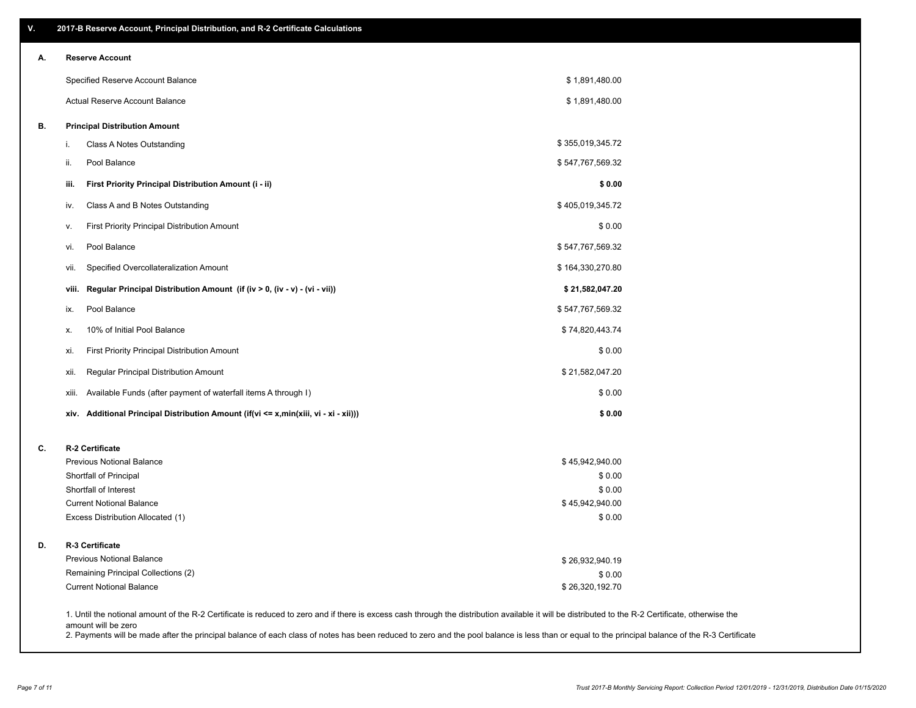## V. 2017-B Reserve Account, Principal Distribution, and R-2 Certificate Calculations

### A. Reserve Account

| | |
|---|---|
| Specified Reserve Account Balance | $ 1,891,480.00 |
| Actual Reserve Account Balance | $ 1,891,480.00 |

### B. Principal Distribution Amount

| | | |
|---|---|---|
| i. | Class A Notes Outstanding | $ 355,019,345.72 |
| ii. | Pool Balance | $ 547,767,569.32 |
| **iii.** | **First Priority Principal Distribution Amount (i - ii)** | **$ 0.00** |
| iv. | Class A and B Notes Outstanding | $ 405,019,345.72 |
| v. | First Priority Principal Distribution Amount | $ 0.00 |
| vi. | Pool Balance | $ 547,767,569.32 |
| vii. | Specified Overcollateralization Amount | $ 164,330,270.80 |
| **viii.** | **Regular Principal Distribution Amount (if (iv > 0, (iv - v) - (vi - vii))** | **$ 21,582,047.20** |
| ix. | Pool Balance | $ 547,767,569.32 |
| x. | 10% of Initial Pool Balance | $ 74,820,443.74 |
| xi. | First Priority Principal Distribution Amount | $ 0.00 |
| xii. | Regular Principal Distribution Amount | $ 21,582,047.20 |
| xiii. | Available Funds (after payment of waterfall items A through I) | $ 0.00 |
| **xiv.** | **Additional Principal Distribution Amount (if(vi <= x,min(xiii, vi - xi - xii)))** | **$ 0.00** |

### C. R-2 Certificate

| | |
|---|---|
| Previous Notional Balance | $ 45,942,940.00 |
| Shortfall of Principal | $ 0.00 |
| Shortfall of Interest | $ 0.00 |
| Current Notional Balance | $ 45,942,940.00 |
| Excess Distribution Allocated (1) | $ 0.00 |

### D. R-3 Certificate

| | |
|---|---|
| Previous Notional Balance | $ 26,932,940.19 |
| Remaining Principal Collections (2) | $ 0.00 |
| Current Notional Balance | $ 26,320,192.70 |

1. Until the notional amount of the R-2 Certificate is reduced to zero and if there is excess cash through the distribution available it will be distributed to the R-2 Certificate, otherwise the amount will be zero
2. Payments will be made after the principal balance of each class of notes has been reduced to zero and the pool balance is less than or equal to the principal balance of the R-3 Certificate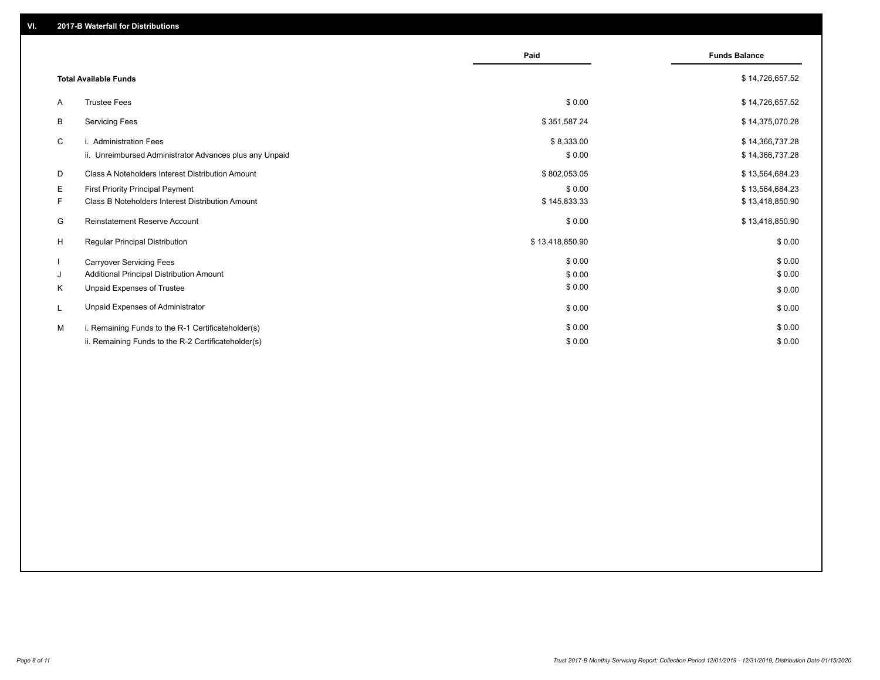## VI. 2017-B Waterfall for Distributions

| | | Paid | Funds Balance |
|---|---|---|---|
| | **Total Available Funds** | | $ 14,726,657.52 |
| A | Trustee Fees | $ 0.00 | $ 14,726,657.52 |
| B | Servicing Fees | $ 351,587.24 | $ 14,375,070.28 |
| C | i. Administration Fees | $ 8,333.00 | $ 14,366,737.28 |
| | ii. Unreimbursed Administrator Advances plus any Unpaid | $ 0.00 | $ 14,366,737.28 |
| D | Class A Noteholders Interest Distribution Amount | $ 802,053.05 | $ 13,564,684.23 |
| E | First Priority Principal Payment | $ 0.00 | $ 13,564,684.23 |
| F | Class B Noteholders Interest Distribution Amount | $ 145,833.33 | $ 13,418,850.90 |
| G | Reinstatement Reserve Account | $ 0.00 | $ 13,418,850.90 |
| H | Regular Principal Distribution | $ 13,418,850.90 | $ 0.00 |
| I | Carryover Servicing Fees | $ 0.00 | $ 0.00 |
| J | Additional Principal Distribution Amount | $ 0.00 | $ 0.00 |
| K | Unpaid Expenses of Trustee | $ 0.00 | $ 0.00 |
| L | Unpaid Expenses of Administrator | $ 0.00 | $ 0.00 |
| M | i. Remaining Funds to the R-1 Certificateholder(s) | $ 0.00 | $ 0.00 |
| | ii. Remaining Funds to the R-2 Certificateholder(s) | $ 0.00 | $ 0.00 |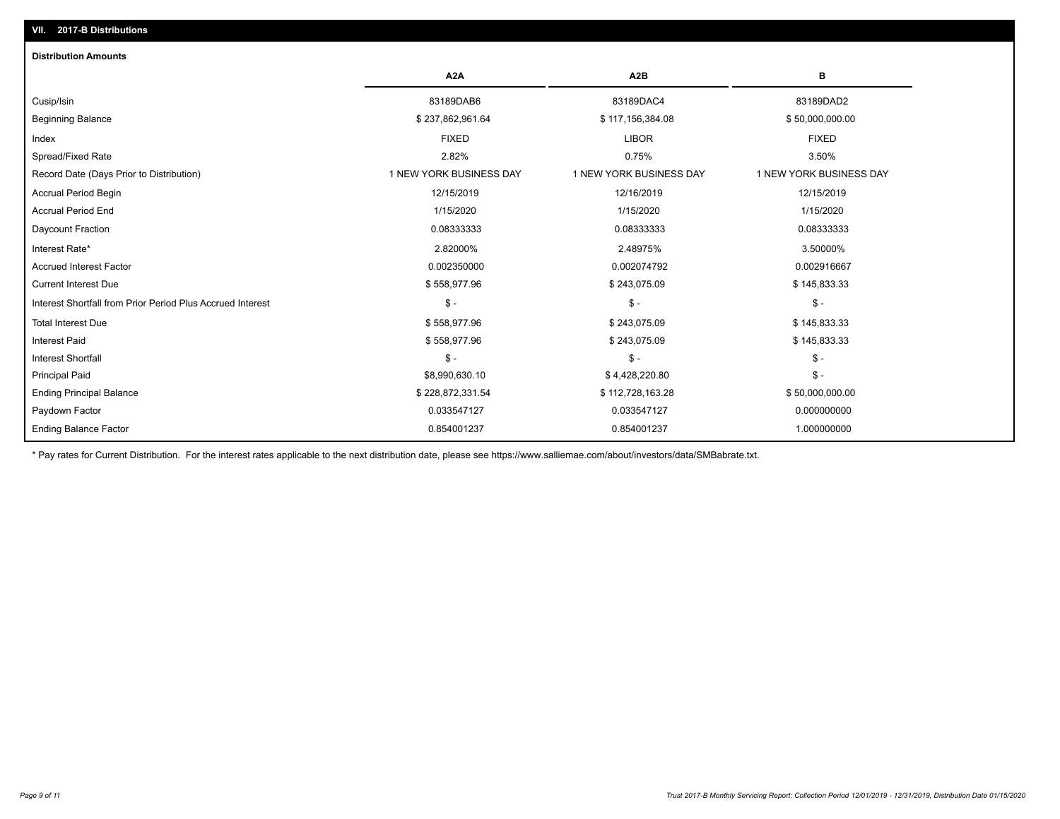## VII. 2017-B Distributions

### Distribution Amounts

| | A2A | A2B | B |
|---|---|---|---|
| Cusip/Isin | 83189DAB6 | 83189DAC4 | 83189DAD2 |
| Beginning Balance | $ 237,862,961.64 | $ 117,156,384.08 | $ 50,000,000.00 |
| Index | FIXED | LIBOR | FIXED |
| Spread/Fixed Rate | 2.82% | 0.75% | 3.50% |
| Record Date (Days Prior to Distribution) | 1 NEW YORK BUSINESS DAY | 1 NEW YORK BUSINESS DAY | 1 NEW YORK BUSINESS DAY |
| Accrual Period Begin | 12/15/2019 | 12/16/2019 | 12/15/2019 |
| Accrual Period End | 1/15/2020 | 1/15/2020 | 1/15/2020 |
| Daycount Fraction | 0.08333333 | 0.08333333 | 0.08333333 |
| Interest Rate* | 2.82000% | 2.48975% | 3.50000% |
| Accrued Interest Factor | 0.002350000 | 0.002074792 | 0.002916667 |
| Current Interest Due | $ 558,977.96 | $ 243,075.09 | $ 145,833.33 |
| Interest Shortfall from Prior Period Plus Accrued Interest | $ - | $ - | $ - |
| Total Interest Due | $ 558,977.96 | $ 243,075.09 | $ 145,833.33 |
| Interest Paid | $ 558,977.96 | $ 243,075.09 | $ 145,833.33 |
| Interest Shortfall | $ - | $ - | $ - |
| Principal Paid | $8,990,630.10 | $ 4,428,220.80 | $ - |
| Ending Principal Balance | $ 228,872,331.54 | $ 112,728,163.28 | $ 50,000,000.00 |
| Paydown Factor | 0.033547127 | 0.033547127 | 0.000000000 |
| Ending Balance Factor | 0.854001237 | 0.854001237 | 1.000000000 |

* Pay rates for Current Distribution. For the interest rates applicable to the next distribution date, please see https://www.salliemae.com/about/investors/data/SMBabrate.txt.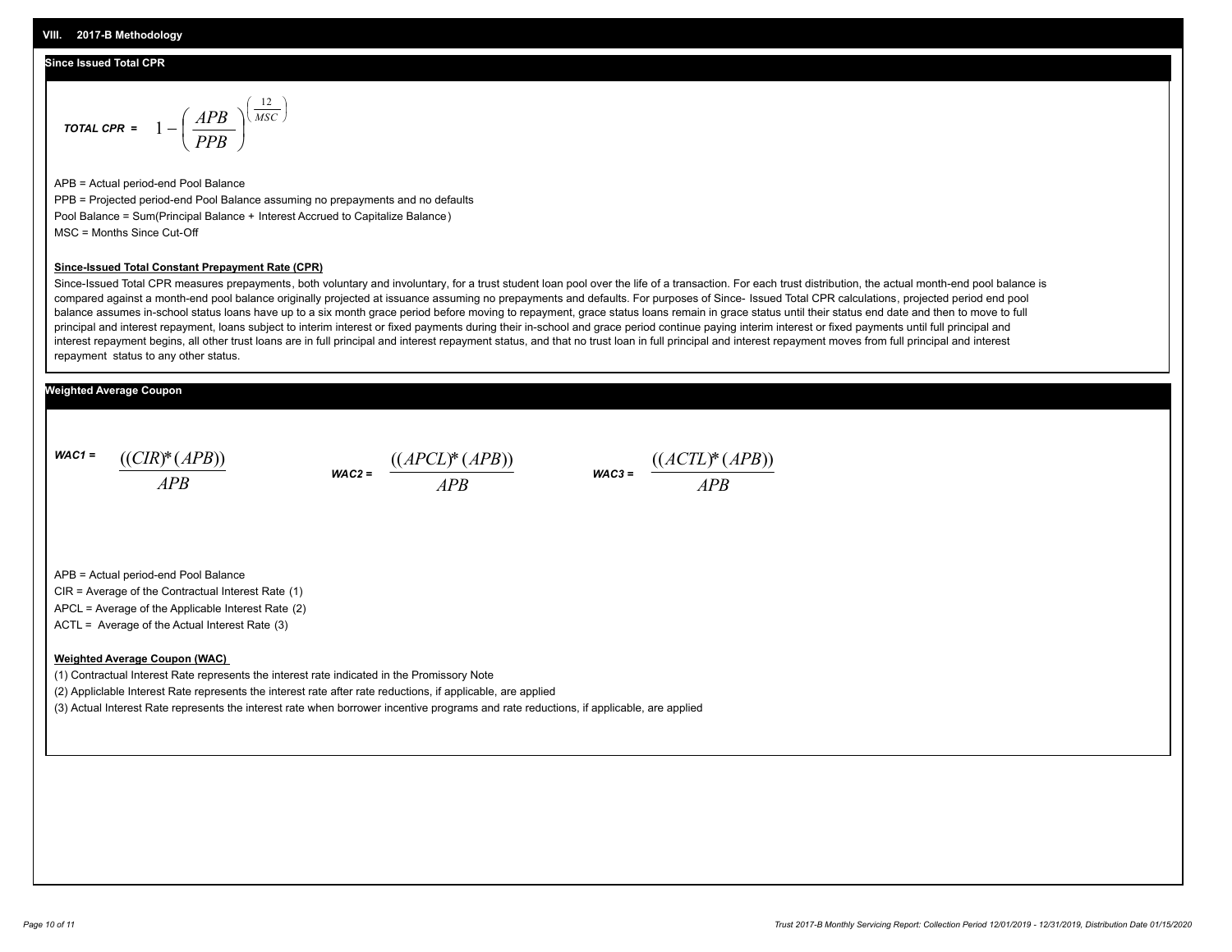## VIII. 2017-B Methodology

### Since Issued Total CPR

$$\textit{TOTAL CPR} = 1 - \left(\frac{APB}{PPB}\right)^{\left(\frac{12}{MSC}\right)}$$

APB = Actual period-end Pool Balance

PPB = Projected period-end Pool Balance assuming no prepayments and no defaults

Pool Balance = Sum(Principal Balance + Interest Accrued to Capitalize Balance)

MSC = Months Since Cut-Off

**Since-Issued Total Constant Prepayment Rate (CPR)**

Since-Issued Total CPR measures prepayments, both voluntary and involuntary, for a trust student loan pool over the life of a transaction. For each trust distribution, the actual month-end pool balance is compared against a month-end pool balance originally projected at issuance assuming no prepayments and defaults. For purposes of Since- Issued Total CPR calculations, projected period end pool balance assumes in-school status loans have up to a six month grace period before moving to repayment, grace status loans remain in grace status until their status end date and then to move to full principal and interest repayment, loans subject to interim interest or fixed payments during their in-school and grace period continue paying interim interest or fixed payments until full principal and interest repayment begins, all other trust loans are in full principal and interest repayment status, and that no trust loan in full principal and interest repayment moves from full principal and interest repayment status to any other status.

### Weighted Average Coupon

$$\textit{WAC1} = \frac{((CIR)^*(APB))}{APB} \qquad \textit{WAC2} = \frac{((APCL)^*(APB))}{APB} \qquad \textit{WAC3} = \frac{((ACTL)^*(APB))}{APB}$$

APB = Actual period-end Pool Balance

CIR = Average of the Contractual Interest Rate (1)

APCL = Average of the Applicable Interest Rate (2)

ACTL = Average of the Actual Interest Rate (3)

**Weighted Average Coupon (WAC)**

(1) Contractual Interest Rate represents the interest rate indicated in the Promissory Note

(2) Appliclable Interest Rate represents the interest rate after rate reductions, if applicable, are applied

(3) Actual Interest Rate represents the interest rate when borrower incentive programs and rate reductions, if applicable, are applied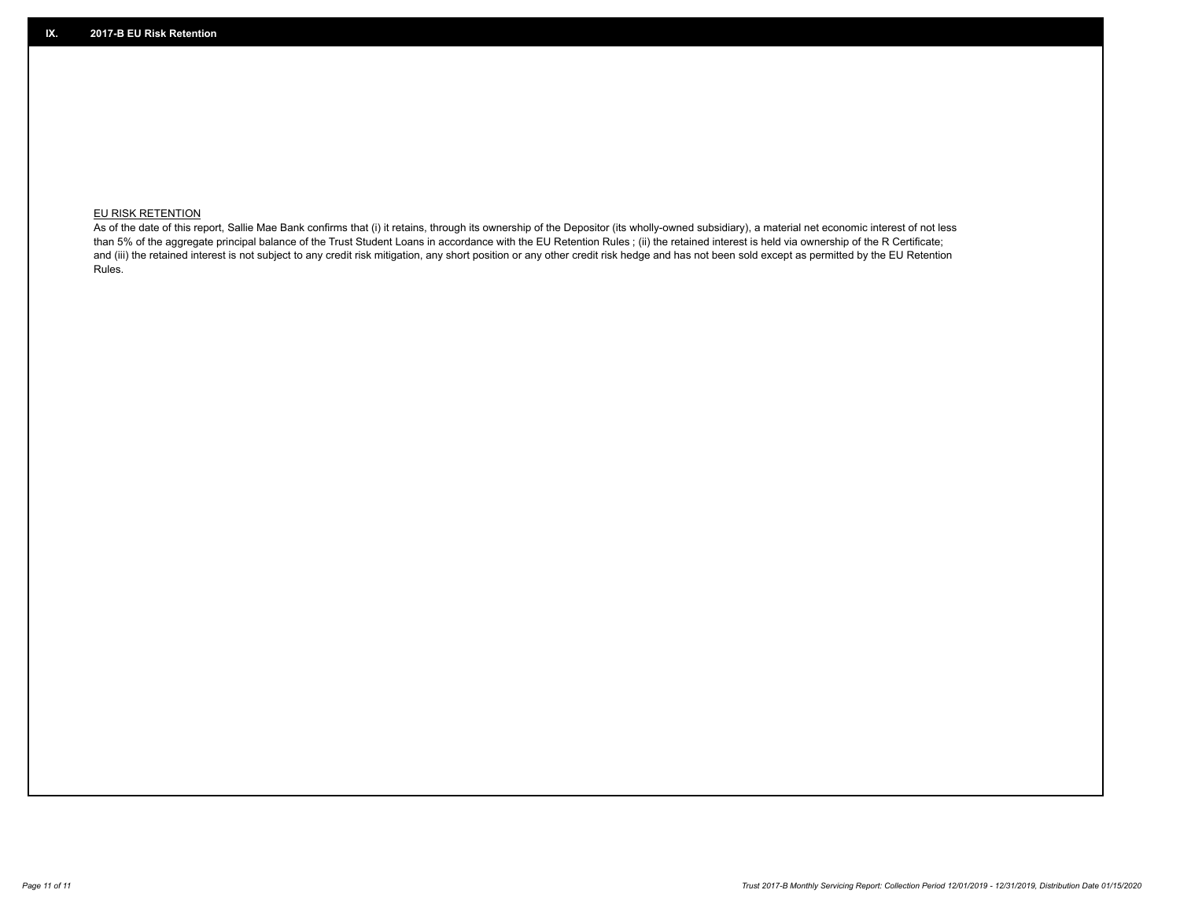## IX. 2017-B EU Risk Retention

EU RISK RETENTION

As of the date of this report, Sallie Mae Bank confirms that (i) it retains, through its ownership of the Depositor (its wholly-owned subsidiary), a material net economic interest of not less than 5% of the aggregate principal balance of the Trust Student Loans in accordance with the EU Retention Rules ; (ii) the retained interest is held via ownership of the R Certificate; and (iii) the retained interest is not subject to any credit risk mitigation, any short position or any other credit risk hedge and has not been sold except as permitted by the EU Retention Rules.